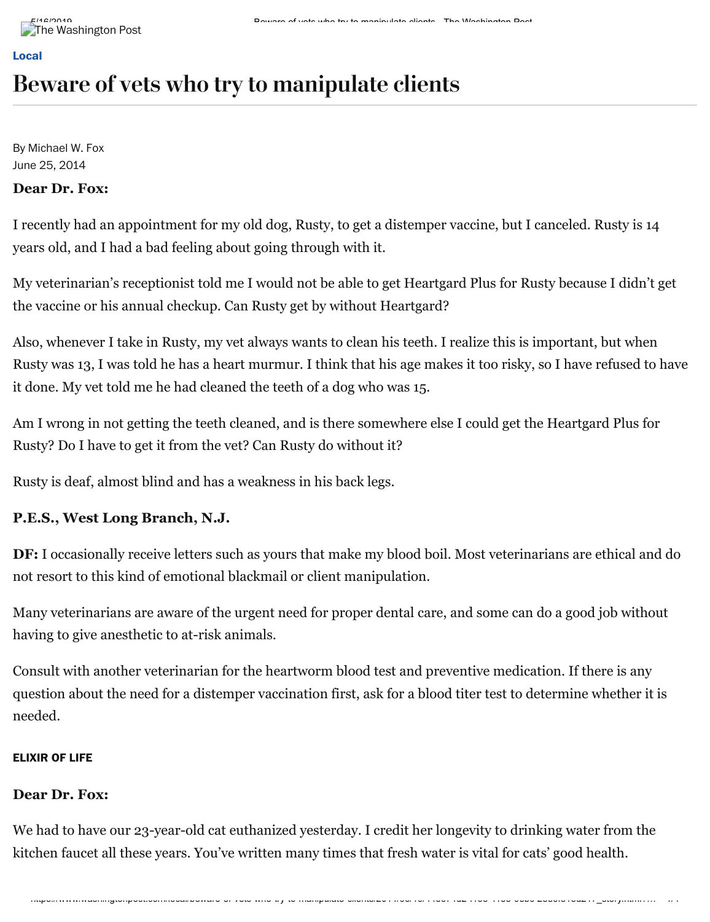Local

# Beware of vets who try to manipulate clients

By Michael W. Fox
June 25, 2014

**Dear Dr. Fox:**

I recently had an appointment for my old dog, Rusty, to get a distemper vaccine, but I canceled. Rusty is 14 years old, and I had a bad feeling about going through with it.

My veterinarian's receptionist told me I would not be able to get Heartgard Plus for Rusty because I didn't get the vaccine or his annual checkup. Can Rusty get by without Heartgard?

Also, whenever I take in Rusty, my vet always wants to clean his teeth. I realize this is important, but when Rusty was 13, I was told he has a heart murmur. I think that his age makes it too risky, so I have refused to have it done. My vet told me he had cleaned the teeth of a dog who was 15.

Am I wrong in not getting the teeth cleaned, and is there somewhere else I could get the Heartgard Plus for Rusty? Do I have to get it from the vet? Can Rusty do without it?

Rusty is deaf, almost blind and has a weakness in his back legs.

**P.E.S., West Long Branch, N.J.**

**DF:** I occasionally receive letters such as yours that make my blood boil. Most veterinarians are ethical and do not resort to this kind of emotional blackmail or client manipulation.

Many veterinarians are aware of the urgent need for proper dental care, and some can do a good job without having to give anesthetic to at-risk animals.

Consult with another veterinarian for the heartworm blood test and preventive medication. If there is any question about the need for a distemper vaccination first, ask for a blood titer test to determine whether it is needed.

#### ELIXIR OF LIFE

**Dear Dr. Fox:**

We had to have our 23-year-old cat euthanized yesterday. I credit her longevity to drinking water from the kitchen faucet all these years. You've written many times that fresh water is vital for cats' good health.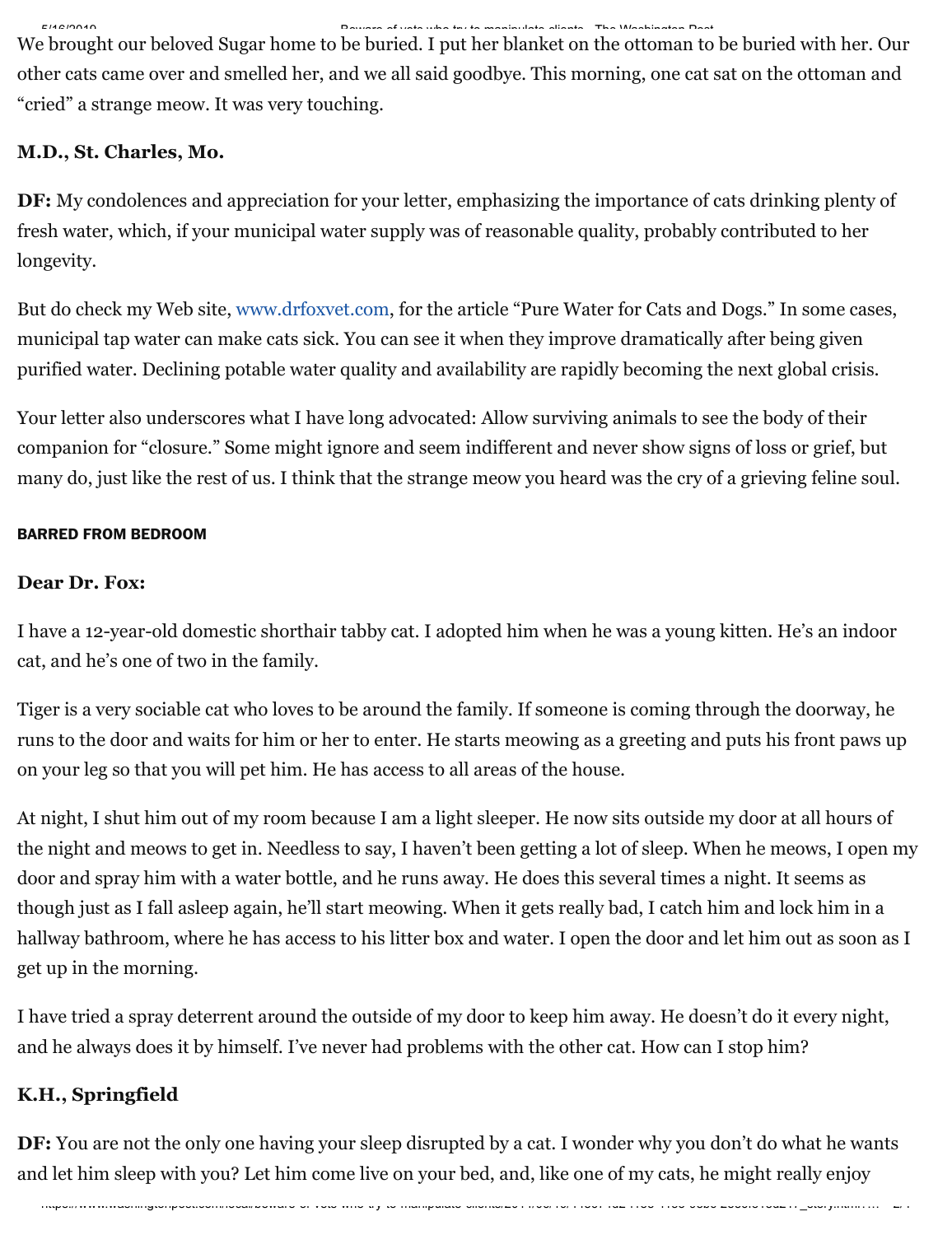We brought our beloved Sugar home to be buried. I put her blanket on the ottoman to be buried with her. Our other cats came over and smelled her, and we all said goodbye. This morning, one cat sat on the ottoman and "cried" a strange meow. It was very touching.

**M.D., St. Charles, Mo.**

**DF:** My condolences and appreciation for your letter, emphasizing the importance of cats drinking plenty of fresh water, which, if your municipal water supply was of reasonable quality, probably contributed to her longevity.

But do check my Web site, www.drfoxvet.com, for the article "Pure Water for Cats and Dogs." In some cases, municipal tap water can make cats sick. You can see it when they improve dramatically after being given purified water. Declining potable water quality and availability are rapidly becoming the next global crisis.

Your letter also underscores what I have long advocated: Allow surviving animals to see the body of their companion for "closure." Some might ignore and seem indifferent and never show signs of loss or grief, but many do, just like the rest of us. I think that the strange meow you heard was the cry of a grieving feline soul.

#### BARRED FROM BEDROOM

**Dear Dr. Fox:**

I have a 12-year-old domestic shorthair tabby cat. I adopted him when he was a young kitten. He's an indoor cat, and he's one of two in the family.

Tiger is a very sociable cat who loves to be around the family. If someone is coming through the doorway, he runs to the door and waits for him or her to enter. He starts meowing as a greeting and puts his front paws up on your leg so that you will pet him. He has access to all areas of the house.

At night, I shut him out of my room because I am a light sleeper. He now sits outside my door at all hours of the night and meows to get in. Needless to say, I haven't been getting a lot of sleep. When he meows, I open my door and spray him with a water bottle, and he runs away. He does this several times a night. It seems as though just as I fall asleep again, he'll start meowing. When it gets really bad, I catch him and lock him in a hallway bathroom, where he has access to his litter box and water. I open the door and let him out as soon as I get up in the morning.

I have tried a spray deterrent around the outside of my door to keep him away. He doesn't do it every night, and he always does it by himself. I've never had problems with the other cat. How can I stop him?

**K.H., Springfield**

**DF:** You are not the only one having your sleep disrupted by a cat. I wonder why you don't do what he wants and let him sleep with you? Let him come live on your bed, and, like one of my cats, he might really enjoy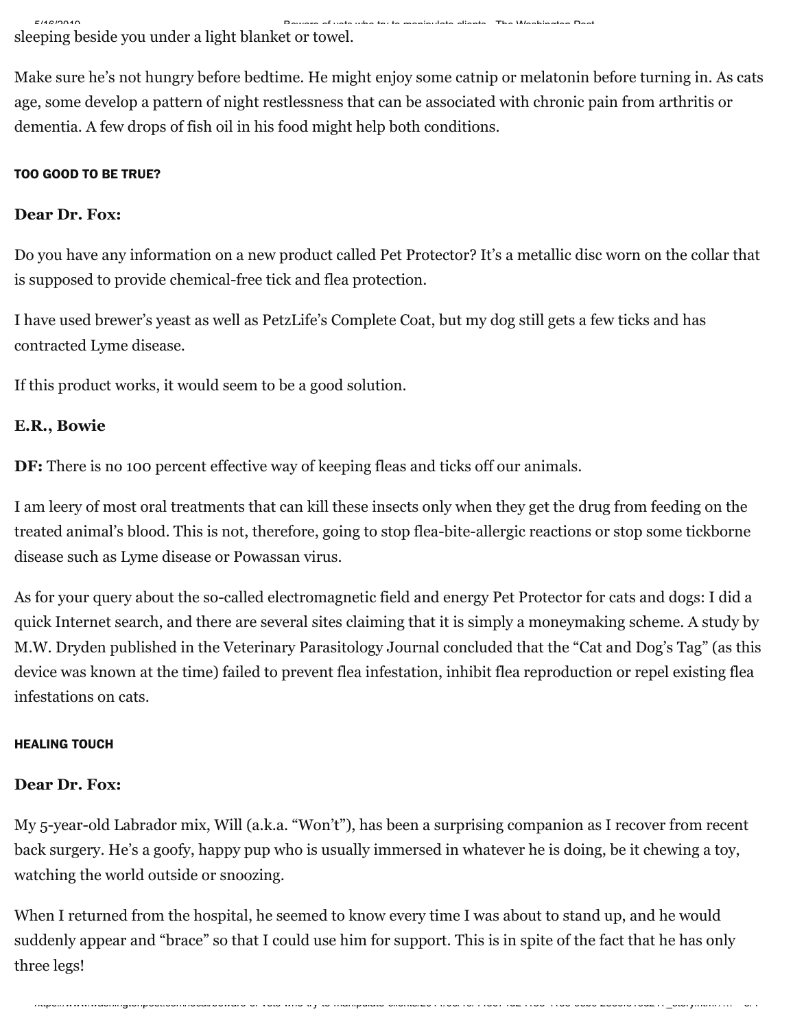sleeping beside you under a light blanket or towel.

Make sure he's not hungry before bedtime. He might enjoy some catnip or melatonin before turning in. As cats age, some develop a pattern of night restlessness that can be associated with chronic pain from arthritis or dementia. A few drops of fish oil in his food might help both conditions.

#### TOO GOOD TO BE TRUE?

**Dear Dr. Fox:**

Do you have any information on a new product called Pet Protector? It's a metallic disc worn on the collar that is supposed to provide chemical-free tick and flea protection.

I have used brewer's yeast as well as PetzLife's Complete Coat, but my dog still gets a few ticks and has contracted Lyme disease.

If this product works, it would seem to be a good solution.

**E.R., Bowie**

**DF:** There is no 100 percent effective way of keeping fleas and ticks off our animals.

I am leery of most oral treatments that can kill these insects only when they get the drug from feeding on the treated animal's blood. This is not, therefore, going to stop flea-bite-allergic reactions or stop some tickborne disease such as Lyme disease or Powassan virus.

As for your query about the so-called electromagnetic field and energy Pet Protector for cats and dogs: I did a quick Internet search, and there are several sites claiming that it is simply a moneymaking scheme. A study by M.W. Dryden published in the Veterinary Parasitology Journal concluded that the "Cat and Dog's Tag" (as this device was known at the time) failed to prevent flea infestation, inhibit flea reproduction or repel existing flea infestations on cats.

#### HEALING TOUCH

**Dear Dr. Fox:**

My 5-year-old Labrador mix, Will (a.k.a. "Won't"), has been a surprising companion as I recover from recent back surgery. He's a goofy, happy pup who is usually immersed in whatever he is doing, be it chewing a toy, watching the world outside or snoozing.

When I returned from the hospital, he seemed to know every time I was about to stand up, and he would suddenly appear and "brace" so that I could use him for support. This is in spite of the fact that he has only three legs!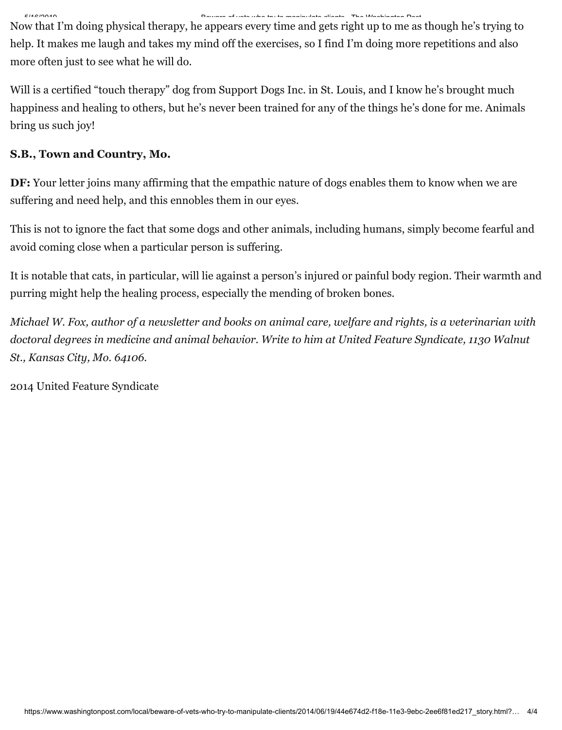Now that I'm doing physical therapy, he appears every time and gets right up to me as though he's trying to help. It makes me laugh and takes my mind off the exercises, so I find I'm doing more repetitions and also more often just to see what he will do.

Will is a certified "touch therapy" dog from Support Dogs Inc. in St. Louis, and I know he's brought much happiness and healing to others, but he's never been trained for any of the things he's done for me. Animals bring us such joy!

**S.B., Town and Country, Mo.**

**DF:** Your letter joins many affirming that the empathic nature of dogs enables them to know when we are suffering and need help, and this ennobles them in our eyes.

This is not to ignore the fact that some dogs and other animals, including humans, simply become fearful and avoid coming close when a particular person is suffering.

It is notable that cats, in particular, will lie against a person's injured or painful body region. Their warmth and purring might help the healing process, especially the mending of broken bones.

*Michael W. Fox, author of a newsletter and books on animal care, welfare and rights, is a veterinarian with doctoral degrees in medicine and animal behavior. Write to him at United Feature Syndicate, 1130 Walnut St., Kansas City, Mo. 64106.*

2014 United Feature Syndicate